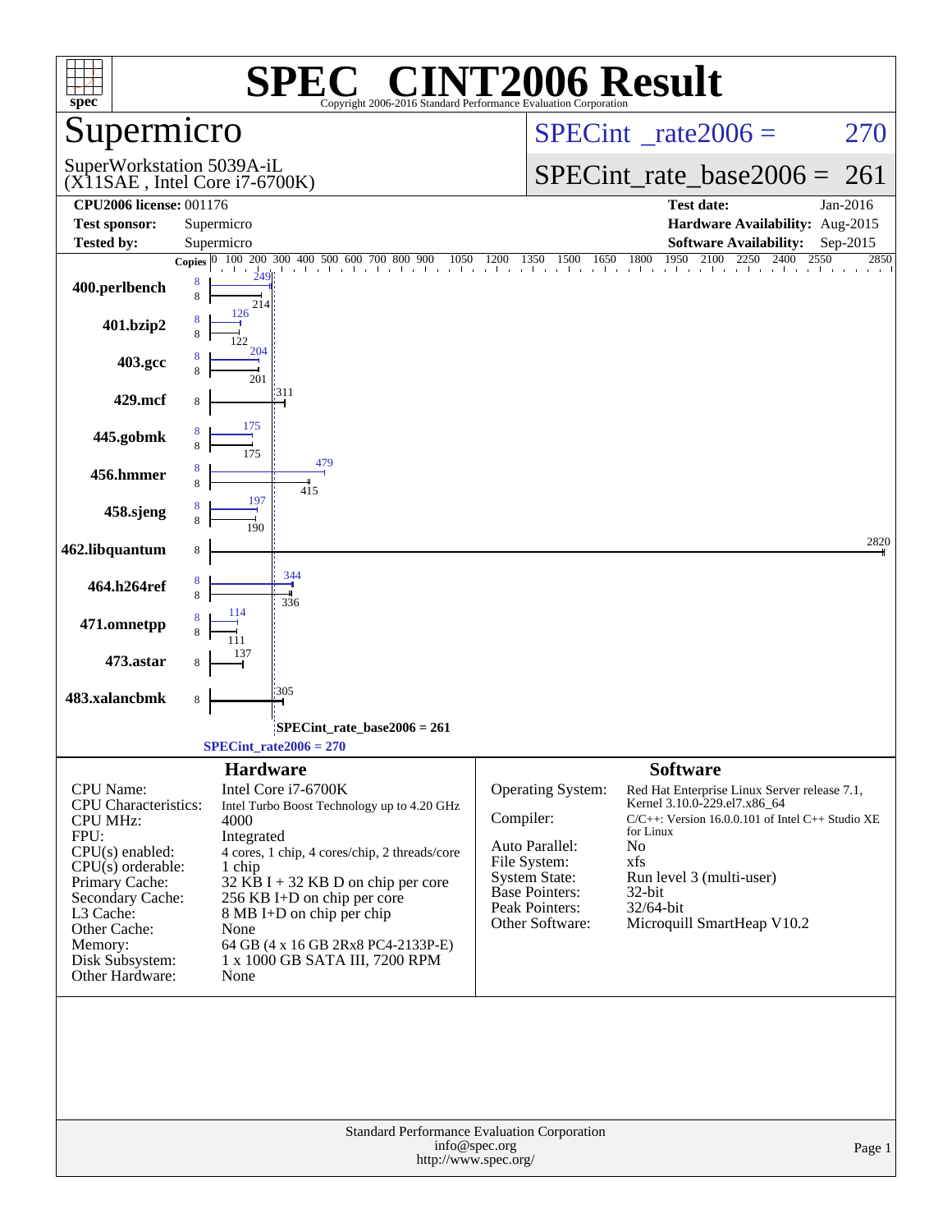# SPEC CINT2006 Result

Copyright 2006-2016 Standard Performance Evaluation Corporation

## Supermicro

SuperWorkstation 5039A-iL
(X11SAE , Intel Core i7-6700K)

SPECint_rate2006 = 270

SPECint_rate_base2006 = 261

| | | | |
|---|---|---|---|
| **CPU2006 license:** 001176 | | **Test date:** | Jan-2016 |
| **Test sponsor:** | Supermicro | **Hardware Availability:** | Aug-2015 |
| **Tested by:** | Supermicro | **Software Availability:** | Sep-2015 |

| Benchmark | Copies (peak) | Peak | Copies (base) | Base |
|---|---|---|---|---|
| 400.perlbench | 8 | 249 | 8 | 214 |
| 401.bzip2 | 8 | 126 | 8 | 122 |
| 403.gcc | 8 | 204 | 8 | 201 |
| 429.mcf | | | 8 | 311 |
| 445.gobmk | 8 | 175 | 8 | 175 |
| 456.hmmer | 8 | 479 | 8 | 415 |
| 458.sjeng | 8 | 197 | 8 | 190 |
| 462.libquantum | | | 8 | 2820 |
| 464.h264ref | 8 | 344 | 8 | 336 |
| 471.omnetpp | 8 | 114 | 8 | 111 |
| 473.astar | | | 8 | 137 |
| 483.xalancbmk | | | 8 | 305 |

SPECint_rate_base2006 = 261

SPECint_rate2006 = 270

## Hardware

| | |
|---|---|
| CPU Name: | Intel Core i7-6700K |
| CPU Characteristics: | Intel Turbo Boost Technology up to 4.20 GHz |
| CPU MHz: | 4000 |
| FPU: | Integrated |
| CPU(s) enabled: | 4 cores, 1 chip, 4 cores/chip, 2 threads/core |
| CPU(s) orderable: | 1 chip |
| Primary Cache: | 32 KB I + 32 KB D on chip per core |
| Secondary Cache: | 256 KB I+D on chip per core |
| L3 Cache: | 8 MB I+D on chip per chip |
| Other Cache: | None |
| Memory: | 64 GB (4 x 16 GB 2Rx8 PC4-2133P-E) |
| Disk Subsystem: | 1 x 1000 GB SATA III, 7200 RPM |
| Other Hardware: | None |

## Software

| | |
|---|---|
| Operating System: | Red Hat Enterprise Linux Server release 7.1, Kernel 3.10.0-229.el7.x86_64 |
| Compiler: | C/C++: Version 16.0.0.101 of Intel C++ Studio XE for Linux |
| Auto Parallel: | No |
| File System: | xfs |
| System State: | Run level 3 (multi-user) |
| Base Pointers: | 32-bit |
| Peak Pointers: | 32/64-bit |
| Other Software: | Microquill SmartHeap V10.2 |

Standard Performance Evaluation Corporation
info@spec.org
http://www.spec.org/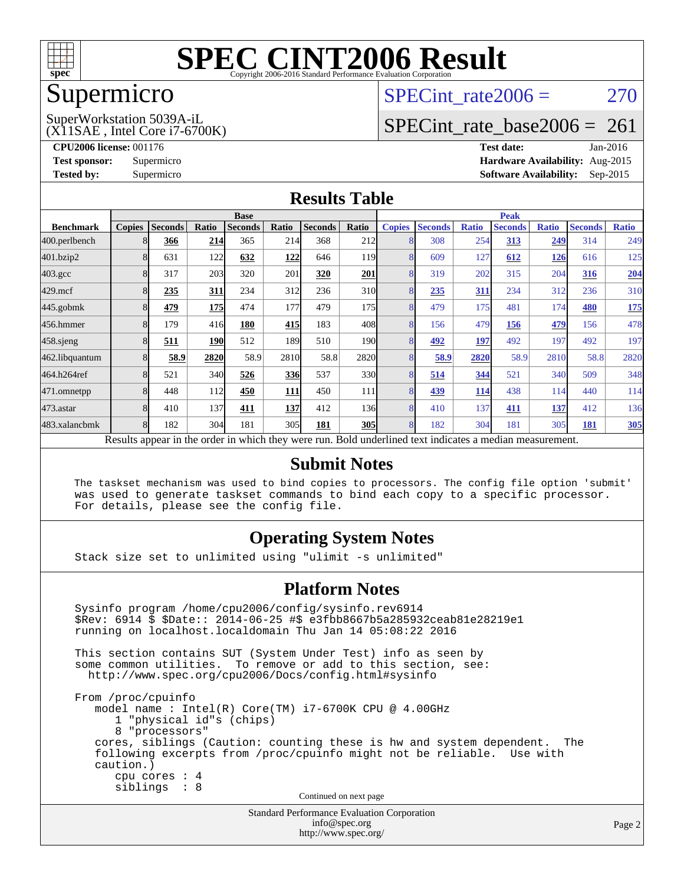# SPEC CINT2006 Result

Copyright 2006-2016 Standard Performance Evaluation Corporation

# Supermicro

SuperWorkstation 5039A-iL
(X11SAE , Intel Core i7-6700K)

SPECint_rate2006 = 270

SPECint_rate_base2006 = 261

**CPU2006 license:** 001176
**Test sponsor:** Supermicro
**Tested by:** Supermicro

**Test date:** Jan-2016
**Hardware Availability:** Aug-2015
**Software Availability:** Sep-2015

## Results Table

| Benchmark | Base | | | | | | | Peak | | | | | | |
|---|---|---|---|---|---|---|---|---|---|---|---|---|---|---|
| | Copies | Seconds | Ratio | Seconds | Ratio | Seconds | Ratio | Copies | Seconds | Ratio | Seconds | Ratio | Seconds | Ratio |
| 400.perlbench | 8 | **366** | **214** | 365 | 214 | 368 | 212 | 8 | 308 | 254 | **313** | **249** | 314 | 249 |
| 401.bzip2 | 8 | 631 | 122 | **632** | **122** | 646 | 119 | 8 | 609 | 127 | **612** | **126** | 616 | 125 |
| 403.gcc | 8 | 317 | 203 | 320 | 201 | **320** | **201** | 8 | 319 | 202 | 315 | 204 | **316** | **204** |
| 429.mcf | 8 | **235** | **311** | 234 | 312 | 236 | 310 | 8 | **235** | **311** | 234 | 312 | 236 | 310 |
| 445.gobmk | 8 | **479** | **175** | 474 | 177 | 479 | 175 | 8 | 479 | 175 | 481 | 174 | **480** | **175** |
| 456.hmmer | 8 | 179 | 416 | **180** | **415** | 183 | 408 | 8 | 156 | 479 | **156** | **479** | 156 | 478 |
| 458.sjeng | 8 | **511** | **190** | 512 | 189 | 510 | 190 | 8 | **492** | **197** | 492 | 197 | 492 | 197 |
| 462.libquantum | 8 | **58.9** | **2820** | 58.9 | 2810 | 58.8 | 2820 | 8 | **58.9** | **2820** | 58.9 | 2810 | 58.8 | 2820 |
| 464.h264ref | 8 | 521 | 340 | **526** | **336** | 537 | 330 | 8 | **514** | **344** | 521 | 340 | 509 | 348 |
| 471.omnetpp | 8 | 448 | 112 | **450** | **111** | 450 | 111 | 8 | **439** | **114** | 438 | 114 | 440 | 114 |
| 473.astar | 8 | 410 | 137 | **411** | **137** | 412 | 136 | 8 | 410 | 137 | **411** | **137** | 412 | 136 |
| 483.xalancbmk | 8 | 182 | 304 | 181 | 305 | **181** | **305** | 8 | 182 | 304 | 181 | 305 | **181** | **305** |

Results appear in the order in which they were run. Bold underlined text indicates a median measurement.

## Submit Notes

```
The taskset mechanism was used to bind copies to processors. The config file option 'submit'
was used to generate taskset commands to bind each copy to a specific processor.
For details, please see the config file.
```

## Operating System Notes

```
Stack size set to unlimited using "ulimit -s unlimited"
```

## Platform Notes

```
Sysinfo program /home/cpu2006/config/sysinfo.rev6914
$Rev: 6914 $ $Date:: 2014-06-25 #$ e3fbb8667b5a285932ceab81e28219e1
running on localhost.localdomain Thu Jan 14 05:08:22 2016

This section contains SUT (System Under Test) info as seen by
some common utilities.  To remove or add to this section, see:
  http://www.spec.org/cpu2006/Docs/config.html#sysinfo

From /proc/cpuinfo
   model name : Intel(R) Core(TM) i7-6700K CPU @ 4.00GHz
      1 "physical id"s (chips)
      8 "processors"
   cores, siblings (Caution: counting these is hw and system dependent.  The
   following excerpts from /proc/cpuinfo might not be reliable.  Use with
   caution.)
      cpu cores : 4
      siblings  : 8
```

Continued on next page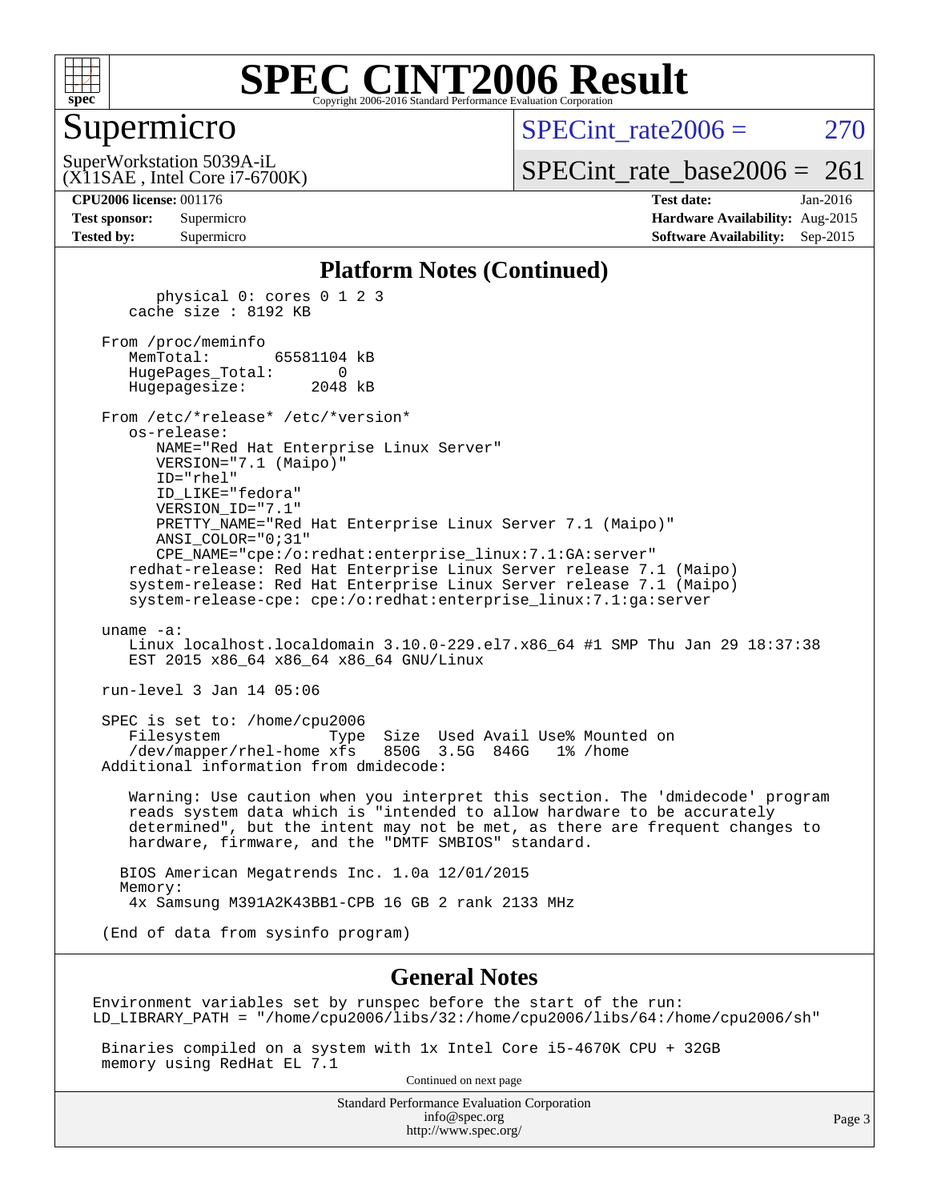# SPEC CINT2006 Result

Copyright 2006-2016 Standard Performance Evaluation Corporation

## Supermicro

SuperWorkstation 5039A-iL
(X11SAE , Intel Core i7-6700K)

SPECint_rate2006 = 270

SPECint_rate_base2006 = 261

**CPU2006 license:** 001176
**Test sponsor:** Supermicro
**Tested by:** Supermicro

**Test date:** Jan-2016
**Hardware Availability:** Aug-2015
**Software Availability:** Sep-2015

## Platform Notes (Continued)

```
        physical 0: cores 0 1 2 3
    cache size : 8192 KB

 From /proc/meminfo
    MemTotal:       65581104 kB
    HugePages_Total:       0
    Hugepagesize:       2048 kB

 From /etc/*release* /etc/*version*
    os-release:
       NAME="Red Hat Enterprise Linux Server"
       VERSION="7.1 (Maipo)"
       ID="rhel"
       ID_LIKE="fedora"
       VERSION_ID="7.1"
       PRETTY_NAME="Red Hat Enterprise Linux Server 7.1 (Maipo)"
       ANSI_COLOR="0;31"
       CPE_NAME="cpe:/o:redhat:enterprise_linux:7.1:GA:server"
    redhat-release: Red Hat Enterprise Linux Server release 7.1 (Maipo)
    system-release: Red Hat Enterprise Linux Server release 7.1 (Maipo)
    system-release-cpe: cpe:/o:redhat:enterprise_linux:7.1:ga:server

 uname -a:
    Linux localhost.localdomain 3.10.0-229.el7.x86_64 #1 SMP Thu Jan 29 18:37:38
    EST 2015 x86_64 x86_64 x86_64 GNU/Linux

 run-level 3 Jan 14 05:06

 SPEC is set to: /home/cpu2006
    Filesystem            Type  Size  Used Avail Use% Mounted on
    /dev/mapper/rhel-home xfs   850G  3.5G  846G   1% /home
 Additional information from dmidecode:

    Warning: Use caution when you interpret this section. The 'dmidecode' program
    reads system data which is "intended to allow hardware to be accurately
    determined", but the intent may not be met, as there are frequent changes to
    hardware, firmware, and the "DMTF SMBIOS" standard.

   BIOS American Megatrends Inc. 1.0a 12/01/2015
   Memory:
    4x Samsung M391A2K43BB1-CPB 16 GB 2 rank 2133 MHz

 (End of data from sysinfo program)
```

## General Notes

```
Environment variables set by runspec before the start of the run:
LD_LIBRARY_PATH = "/home/cpu2006/libs/32:/home/cpu2006/libs/64:/home/cpu2006/sh"

 Binaries compiled on a system with 1x Intel Core i5-4670K CPU + 32GB
 memory using RedHat EL 7.1
```

Continued on next page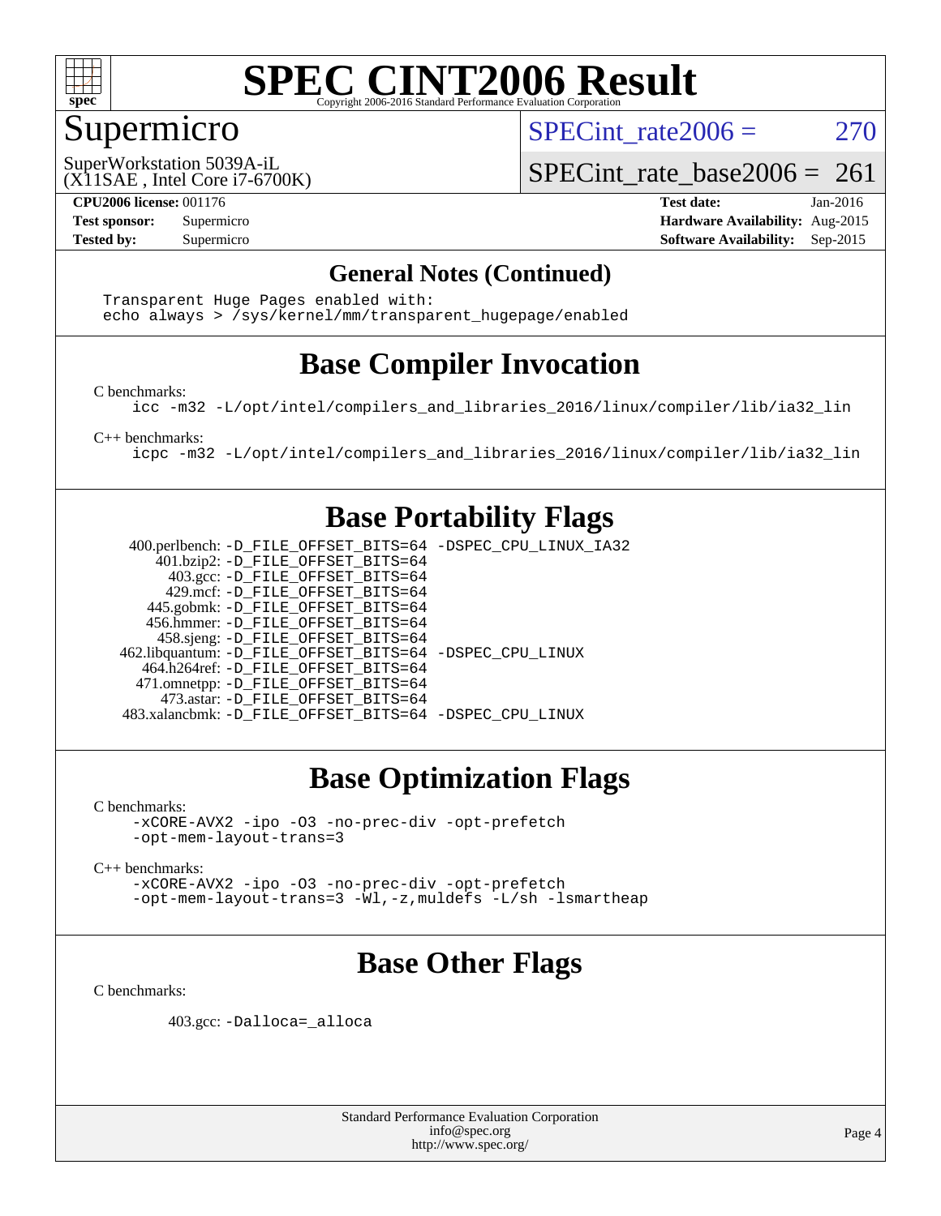# SPEC CINT2006 Result

Copyright 2006-2016 Standard Performance Evaluation Corporation

## Supermicro

SuperWorkstation 5039A-iL
(X11SAE , Intel Core i7-6700K)

SPECint_rate2006 = 270

SPECint_rate_base2006 = 261

**CPU2006 license:** 001176
**Test sponsor:** Supermicro
**Tested by:** Supermicro

**Test date:** Jan-2016
**Hardware Availability:** Aug-2015
**Software Availability:** Sep-2015

### General Notes (Continued)

```
Transparent Huge Pages enabled with:
echo always > /sys/kernel/mm/transparent_hugepage/enabled
```

## Base Compiler Invocation

C benchmarks:

```
icc -m32 -L/opt/intel/compilers_and_libraries_2016/linux/compiler/lib/ia32_lin
```

C++ benchmarks:

```
icpc -m32 -L/opt/intel/compilers_and_libraries_2016/linux/compiler/lib/ia32_lin
```

## Base Portability Flags

```
   400.perlbench: -D_FILE_OFFSET_BITS=64 -DSPEC_CPU_LINUX_IA32
       401.bzip2: -D_FILE_OFFSET_BITS=64
         403.gcc: -D_FILE_OFFSET_BITS=64
         429.mcf: -D_FILE_OFFSET_BITS=64
       445.gobmk: -D_FILE_OFFSET_BITS=64
      456.hmmer: -D_FILE_OFFSET_BITS=64
       458.sjeng: -D_FILE_OFFSET_BITS=64
 462.libquantum: -D_FILE_OFFSET_BITS=64 -DSPEC_CPU_LINUX
     464.h264ref: -D_FILE_OFFSET_BITS=64
    471.omnetpp: -D_FILE_OFFSET_BITS=64
       473.astar: -D_FILE_OFFSET_BITS=64
 483.xalancbmk: -D_FILE_OFFSET_BITS=64 -DSPEC_CPU_LINUX
```

## Base Optimization Flags

C benchmarks:

```
-xCORE-AVX2 -ipo -O3 -no-prec-div -opt-prefetch
-opt-mem-layout-trans=3
```

C++ benchmarks:

```
-xCORE-AVX2 -ipo -O3 -no-prec-div -opt-prefetch
-opt-mem-layout-trans=3 -Wl,-z,muldefs -L/sh -lsmartheap
```

## Base Other Flags

C benchmarks:

```
403.gcc: -Dalloca=_alloca
```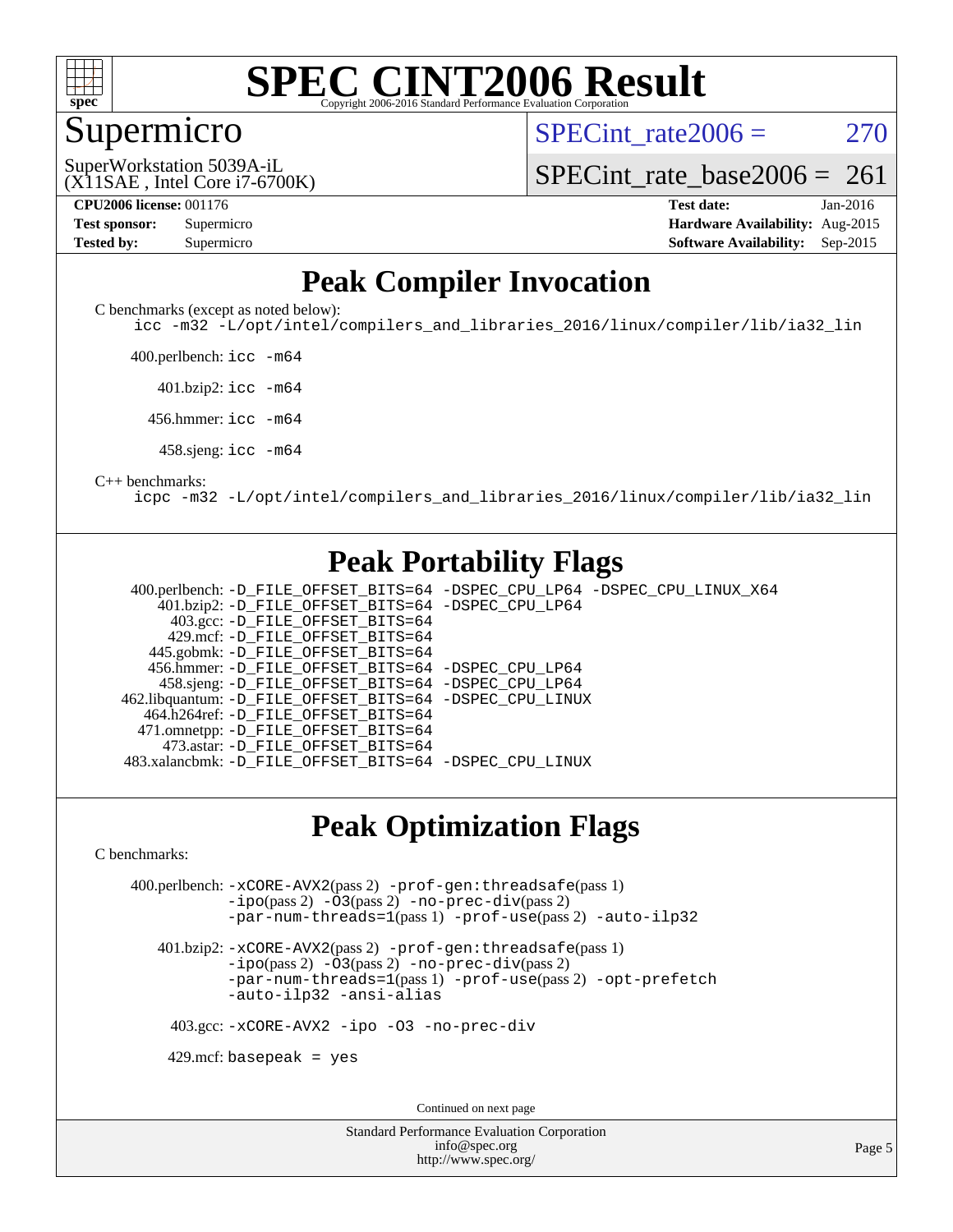# SPEC CINT2006 Result

Copyright 2006-2016 Standard Performance Evaluation Corporation

## Supermicro

SuperWorkstation 5039A-iL
(X11SAE , Intel Core i7-6700K)

SPECint_rate2006 = 270

SPECint_rate_base2006 = 261

| | | | |
|---|---|---|---|
| **CPU2006 license:** 001176 | | **Test date:** | Jan-2016 |
| **Test sponsor:** | Supermicro | **Hardware Availability:** | Aug-2015 |
| **Tested by:** | Supermicro | **Software Availability:** | Sep-2015 |

## Peak Compiler Invocation

C benchmarks (except as noted below):
```
icc -m32 -L/opt/intel/compilers_and_libraries_2016/linux/compiler/lib/ia32_lin
```

400.perlbench: `icc -m64`

401.bzip2: `icc -m64`

456.hmmer: `icc -m64`

458.sjeng: `icc -m64`

C++ benchmarks:
```
icpc -m32 -L/opt/intel/compilers_and_libraries_2016/linux/compiler/lib/ia32_lin
```

## Peak Portability Flags

400.perlbench: -D_FILE_OFFSET_BITS=64 -DSPEC_CPU_LP64 -DSPEC_CPU_LINUX_X64
401.bzip2: -D_FILE_OFFSET_BITS=64 -DSPEC_CPU_LP64
403.gcc: -D_FILE_OFFSET_BITS=64
429.mcf: -D_FILE_OFFSET_BITS=64
445.gobmk: -D_FILE_OFFSET_BITS=64
456.hmmer: -D_FILE_OFFSET_BITS=64 -DSPEC_CPU_LP64
458.sjeng: -D_FILE_OFFSET_BITS=64 -DSPEC_CPU_LP64
462.libquantum: -D_FILE_OFFSET_BITS=64 -DSPEC_CPU_LINUX
464.h264ref: -D_FILE_OFFSET_BITS=64
471.omnetpp: -D_FILE_OFFSET_BITS=64
473.astar: -D_FILE_OFFSET_BITS=64
483.xalancbmk: -D_FILE_OFFSET_BITS=64 -DSPEC_CPU_LINUX

## Peak Optimization Flags

C benchmarks:

400.perlbench: -xCORE-AVX2(pass 2) -prof-gen:threadsafe(pass 1) -ipo(pass 2) -O3(pass 2) -no-prec-div(pass 2) -par-num-threads=1(pass 1) -prof-use(pass 2) -auto-ilp32

401.bzip2: -xCORE-AVX2(pass 2) -prof-gen:threadsafe(pass 1) -ipo(pass 2) -O3(pass 2) -no-prec-div(pass 2) -par-num-threads=1(pass 1) -prof-use(pass 2) -opt-prefetch -auto-ilp32 -ansi-alias

403.gcc: -xCORE-AVX2 -ipo -O3 -no-prec-div

429.mcf: basepeak = yes

Continued on next page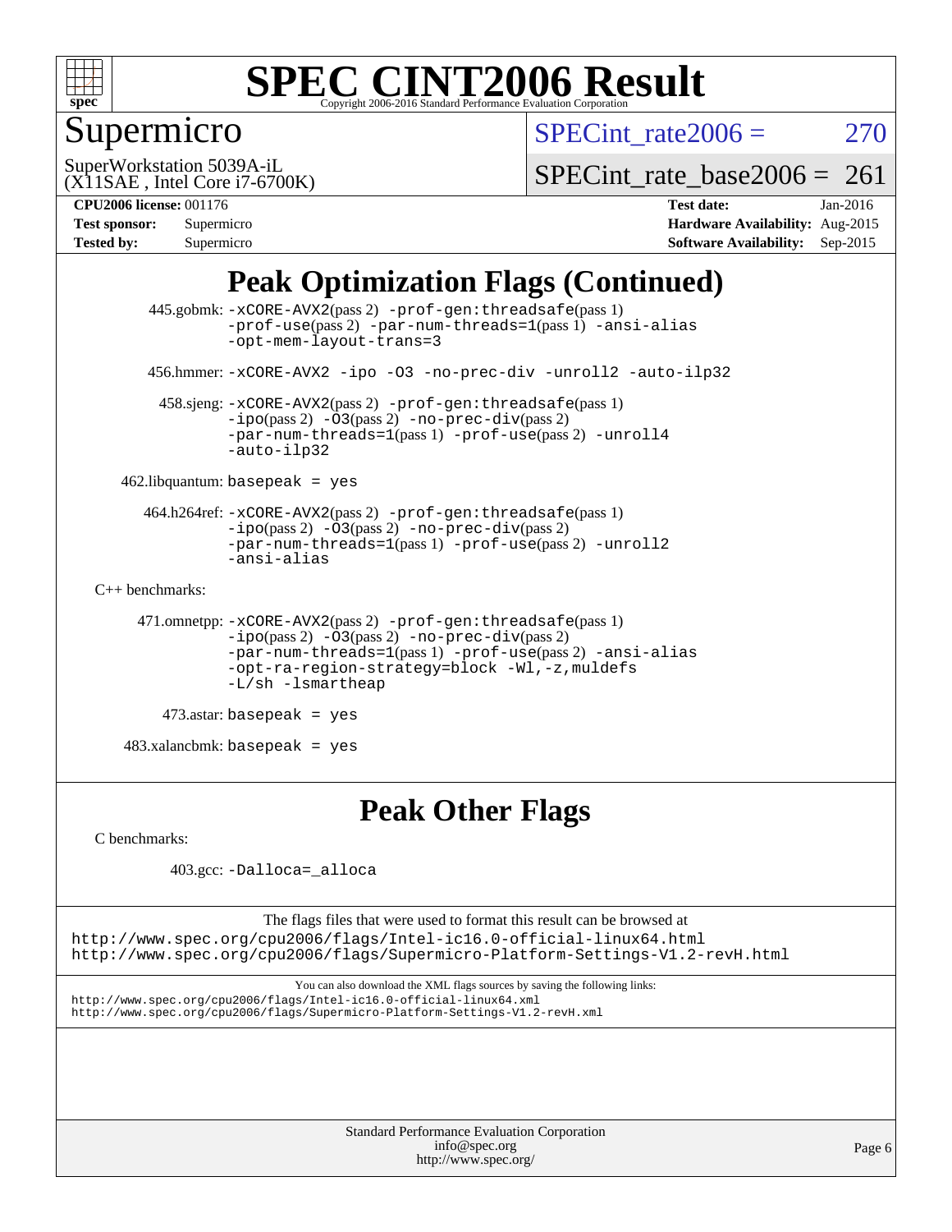# Peak Optimization Flags (Continued)

445.gobmk: -xCORE-AVX2(pass 2) -prof-gen:threadsafe(pass 1) -prof-use(pass 2) -par-num-threads=1(pass 1) -ansi-alias -opt-mem-layout-trans=3

456.hmmer: -xCORE-AVX2 -ipo -O3 -no-prec-div -unroll2 -auto-ilp32

458.sjeng: -xCORE-AVX2(pass 2) -prof-gen:threadsafe(pass 1) -ipo(pass 2) -O3(pass 2) -no-prec-div(pass 2) -par-num-threads=1(pass 1) -prof-use(pass 2) -unroll4 -auto-ilp32

462.libquantum: basepeak = yes

464.h264ref: -xCORE-AVX2(pass 2) -prof-gen:threadsafe(pass 1) -ipo(pass 2) -O3(pass 2) -no-prec-div(pass 2) -par-num-threads=1(pass 1) -prof-use(pass 2) -unroll2 -ansi-alias

C++ benchmarks:

471.omnetpp: -xCORE-AVX2(pass 2) -prof-gen:threadsafe(pass 1) -ipo(pass 2) -O3(pass 2) -no-prec-div(pass 2) -par-num-threads=1(pass 1) -prof-use(pass 2) -ansi-alias -opt-ra-region-strategy=block -Wl,-z,muldefs -L/sh -lsmartheap

473.astar: basepeak = yes

483.xalancbmk: basepeak = yes

# Peak Other Flags

C benchmarks:

403.gcc: -Dalloca=_alloca

The flags files that were used to format this result can be browsed at
http://www.spec.org/cpu2006/flags/Intel-ic16.0-official-linux64.html
http://www.spec.org/cpu2006/flags/Supermicro-Platform-Settings-V1.2-revH.html

You can also download the XML flags sources by saving the following links:
http://www.spec.org/cpu2006/flags/Intel-ic16.0-official-linux64.xml
http://www.spec.org/cpu2006/flags/Supermicro-Platform-Settings-V1.2-revH.xml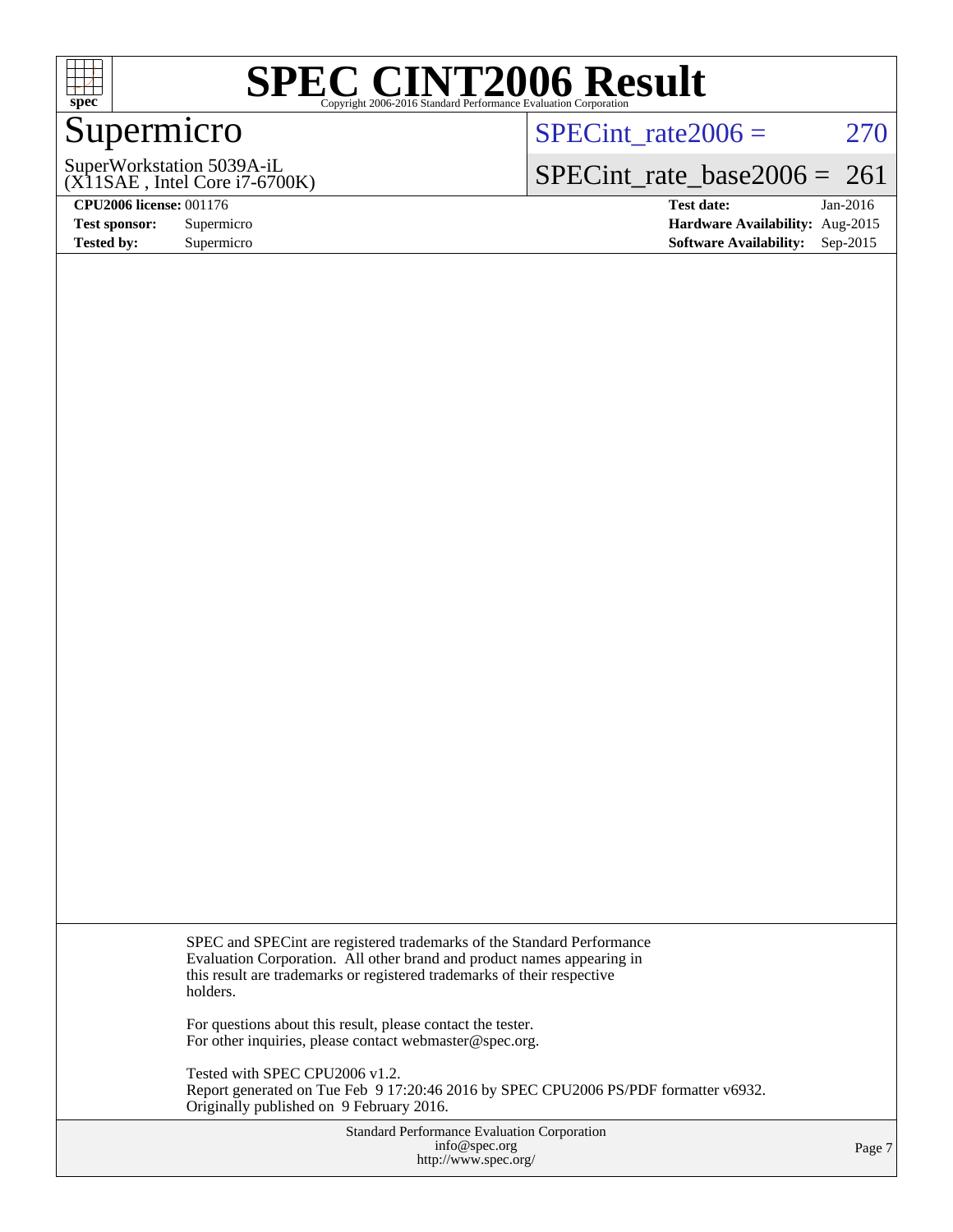# SPEC CINT2006 Result

Copyright 2006-2016 Standard Performance Evaluation Corporation

## Supermicro

SuperWorkstation 5039A-iL
(X11SAE , Intel Core i7-6700K)

SPECint_rate2006 = 270

SPECint_rate_base2006 = 261

| | | | |
|---|---|---|---|
| **CPU2006 license:** 001176 | | **Test date:** | Jan-2016 |
| **Test sponsor:** | Supermicro | **Hardware Availability:** | Aug-2015 |
| **Tested by:** | Supermicro | **Software Availability:** | Sep-2015 |

SPEC and SPECint are registered trademarks of the Standard Performance Evaluation Corporation. All other brand and product names appearing in this result are trademarks or registered trademarks of their respective holders.

For questions about this result, please contact the tester.
For other inquiries, please contact webmaster@spec.org.

Tested with SPEC CPU2006 v1.2.
Report generated on Tue Feb 9 17:20:46 2016 by SPEC CPU2006 PS/PDF formatter v6932.
Originally published on 9 February 2016.